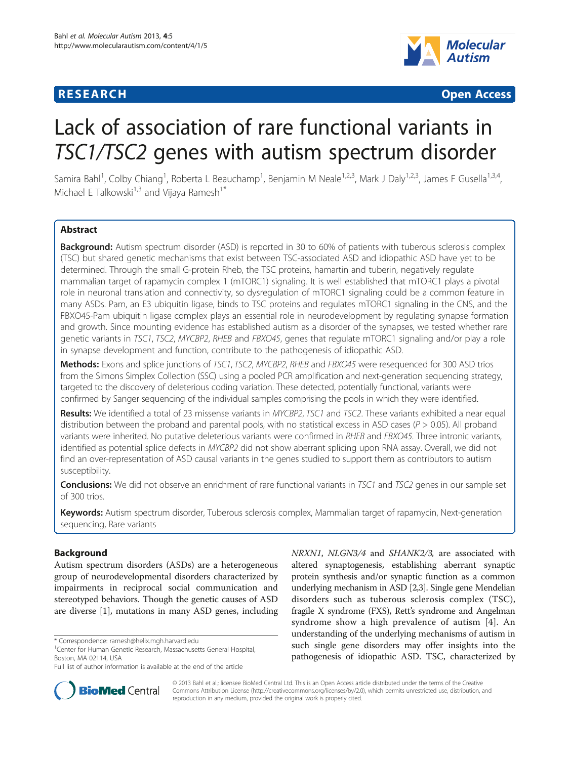**RESEARCH** **Open Access**

# Lack of association of rare functional variants in *TSC1/TSC2* genes with autism spectrum disorder

Samira Bahl[1], Colby Chiang[1], Roberta L Beauchamp[1], Benjamin M Neale[1,2,3], Mark J Daly[1,2,3], James F Gusella[1,3,4], Michael E Talkowski[1,3] and Vijaya Ramesh[1*]

## Abstract

**Background:** Autism spectrum disorder (ASD) is reported in 30 to 60% of patients with tuberous sclerosis complex (TSC) but shared genetic mechanisms that exist between TSC-associated ASD and idiopathic ASD have yet to be determined. Through the small G-protein Rheb, the TSC proteins, hamartin and tuberin, negatively regulate mammalian target of rapamycin complex 1 (mTORC1) signaling. It is well established that mTORC1 plays a pivotal role in neuronal translation and connectivity, so dysregulation of mTORC1 signaling could be a common feature in many ASDs. Pam, an E3 ubiquitin ligase, binds to TSC proteins and regulates mTORC1 signaling in the CNS, and the FBXO45-Pam ubiquitin ligase complex plays an essential role in neurodevelopment by regulating synapse formation and growth. Since mounting evidence has established autism as a disorder of the synapses, we tested whether rare genetic variants in *TSC1*, *TSC2*, *MYCBP2*, *RHEB* and *FBXO45*, genes that regulate mTORC1 signaling and/or play a role in synapse development and function, contribute to the pathogenesis of idiopathic ASD.

**Methods:** Exons and splice junctions of *TSC1*, *TSC2*, *MYCBP2*, *RHEB* and *FBXO45* were resequenced for 300 ASD trios from the Simons Simplex Collection (SSC) using a pooled PCR amplification and next-generation sequencing strategy, targeted to the discovery of deleterious coding variation. These detected, potentially functional, variants were confirmed by Sanger sequencing of the individual samples comprising the pools in which they were identified.

**Results:** We identified a total of 23 missense variants in *MYCBP2*, *TSC1* and *TSC2*. These variants exhibited a near equal distribution between the proband and parental pools, with no statistical excess in ASD cases ($P > 0.05$). All proband variants were inherited. No putative deleterious variants were confirmed in *RHEB* and *FBXO45*. Three intronic variants, identified as potential splice defects in *MYCBP2* did not show aberrant splicing upon RNA assay. Overall, we did not find an over-representation of ASD causal variants in the genes studied to support them as contributors to autism susceptibility.

**Conclusions:** We did not observe an enrichment of rare functional variants in *TSC1* and *TSC2* genes in our sample set of 300 trios.

**Keywords:** Autism spectrum disorder, Tuberous sclerosis complex, Mammalian target of rapamycin, Next-generation sequencing, Rare variants

## Background

Autism spectrum disorders (ASDs) are a heterogeneous group of neurodevelopmental disorders characterized by impairments in reciprocal social communication and stereotyped behaviors. Though the genetic causes of ASD are diverse [1], mutations in many ASD genes, including *NRXN1*, *NLGN3/4* and *SHANK2/3*, are associated with altered synaptogenesis, establishing aberrant synaptic protein synthesis and/or synaptic function as a common underlying mechanism in ASD [2,3]. Single gene Mendelian disorders such as tuberous sclerosis complex (TSC), fragile X syndrome (FXS), Rett's syndrome and Angelman syndrome show a high prevalence of autism [4]. An understanding of the underlying mechanisms of autism in such single gene disorders may offer insights into the pathogenesis of idiopathic ASD. TSC, characterized by

\* Correspondence: ramesh@helix.mgh.harvard.edu
[1]Center for Human Genetic Research, Massachusetts General Hospital, Boston, MA 02114, USA
Full list of author information is available at the end of the article

© 2013 Bahl et al.; licensee BioMed Central Ltd. This is an Open Access article distributed under the terms of the Creative Commons Attribution License (http://creativecommons.org/licenses/by/2.0), which permits unrestricted use, distribution, and reproduction in any medium, provided the original work is properly cited.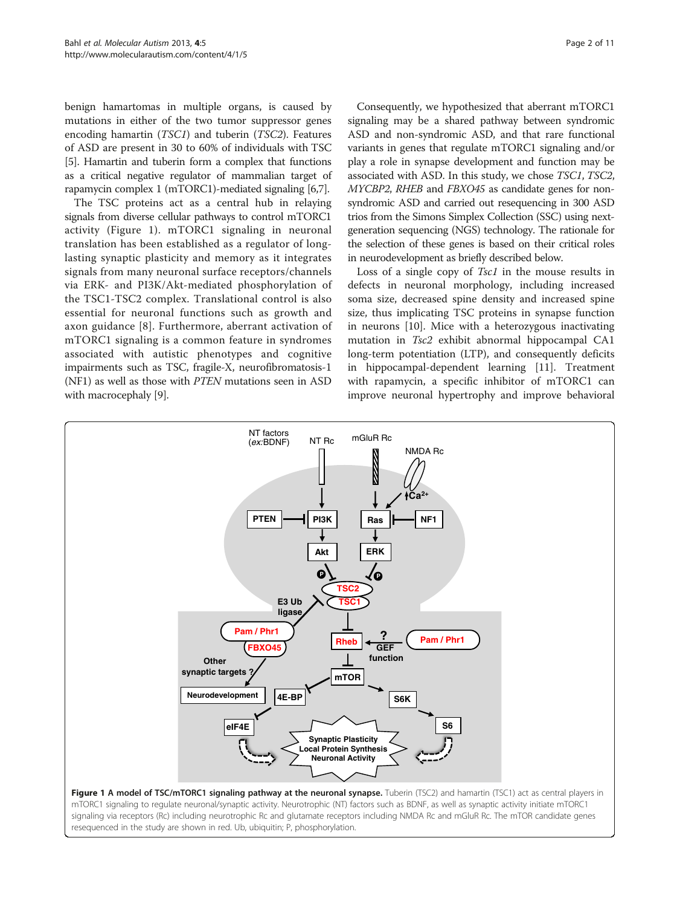benign hamartomas in multiple organs, is caused by mutations in either of the two tumor suppressor genes encoding hamartin (*TSC1*) and tuberin (*TSC2*). Features of ASD are present in 30 to 60% of individuals with TSC [5]. Hamartin and tuberin form a complex that functions as a critical negative regulator of mammalian target of rapamycin complex 1 (mTORC1)-mediated signaling [6,7].

The TSC proteins act as a central hub in relaying signals from diverse cellular pathways to control mTORC1 activity (Figure 1). mTORC1 signaling in neuronal translation has been established as a regulator of long-lasting synaptic plasticity and memory as it integrates signals from many neuronal surface receptors/channels via ERK- and PI3K/Akt-mediated phosphorylation of the TSC1-TSC2 complex. Translational control is also essential for neuronal functions such as growth and axon guidance [8]. Furthermore, aberrant activation of mTORC1 signaling is a common feature in syndromes associated with autistic phenotypes and cognitive impairments such as TSC, fragile-X, neurofibromatosis-1 (NF1) as well as those with *PTEN* mutations seen in ASD with macrocephaly [9].

Consequently, we hypothesized that aberrant mTORC1 signaling may be a shared pathway between syndromic ASD and non-syndromic ASD, and that rare functional variants in genes that regulate mTORC1 signaling and/or play a role in synapse development and function may be associated with ASD. In this study, we chose *TSC1*, *TSC2*, *MYCBP2*, *RHEB* and *FBXO45* as candidate genes for non-syndromic ASD and carried out resequencing in 300 ASD trios from the Simons Simplex Collection (SSC) using next-generation sequencing (NGS) technology. The rationale for the selection of these genes is based on their critical roles in neurodevelopment as briefly described below.

Loss of a single copy of *Tsc1* in the mouse results in defects in neuronal morphology, including increased soma size, decreased spine density and increased spine size, thus implicating TSC proteins in synapse function in neurons [10]. Mice with a heterozygous inactivating mutation in *Tsc2* exhibit abnormal hippocampal CA1 long-term potentiation (LTP), and consequently deficits in hippocampal-dependent learning [11]. Treatment with rapamycin, a specific inhibitor of mTORC1 can improve neuronal hypertrophy and improve behavioral

**Figure 1 A model of TSC/mTORC1 signaling pathway at the neuronal synapse.** Tuberin (TSC2) and hamartin (TSC1) act as central players in mTORC1 signaling to regulate neuronal/synaptic activity. Neurotrophic (NT) factors such as BDNF, as well as synaptic activity initiate mTORC1 signaling via receptors (Rc) including neurotrophic Rc and glutamate receptors including NMDA Rc and mGluR Rc. The mTOR candidate genes resequenced in the study are shown in red. Ub, ubiquitin; P, phosphorylation.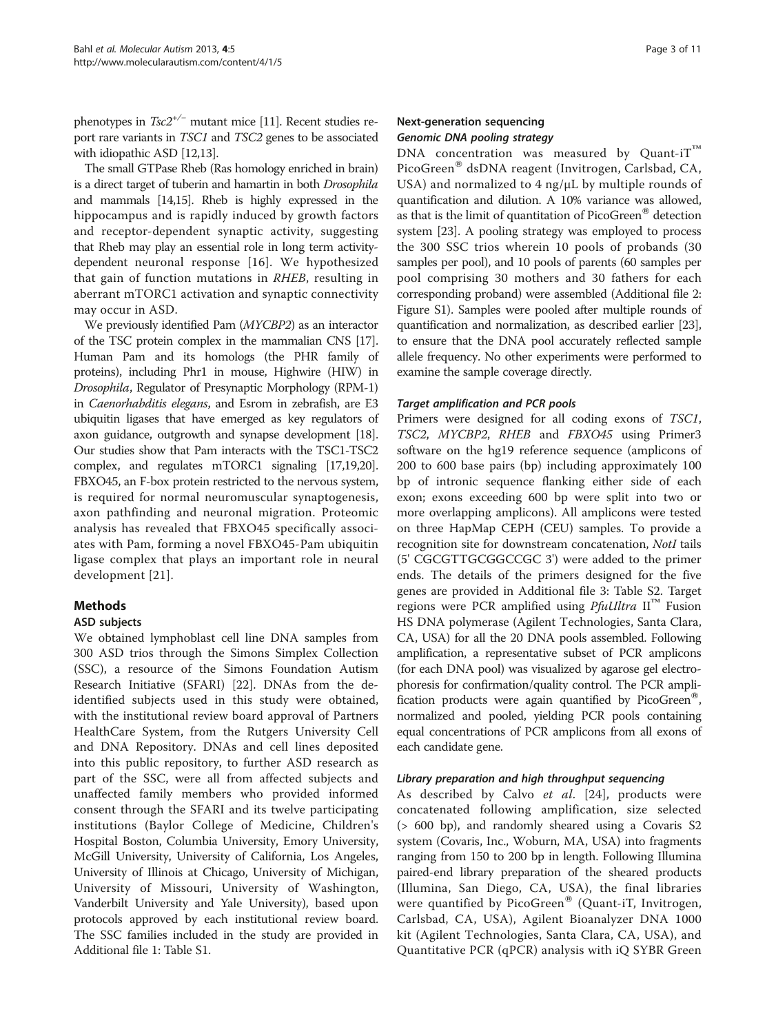phenotypes in $Tsc2^{+/-}$ mutant mice [11]. Recent studies report rare variants in *TSC1* and *TSC2* genes to be associated with idiopathic ASD [12,13].

The small GTPase Rheb (Ras homology enriched in brain) is a direct target of tuberin and hamartin in both *Drosophila* and mammals [14,15]. Rheb is highly expressed in the hippocampus and is rapidly induced by growth factors and receptor-dependent synaptic activity, suggesting that Rheb may play an essential role in long term activity-dependent neuronal response [16]. We hypothesized that gain of function mutations in *RHEB*, resulting in aberrant mTORC1 activation and synaptic connectivity may occur in ASD.

We previously identified Pam (*MYCBP2*) as an interactor of the TSC protein complex in the mammalian CNS [17]. Human Pam and its homologs (the PHR family of proteins), including Phr1 in mouse, Highwire (HIW) in *Drosophila*, Regulator of Presynaptic Morphology (RPM-1) in *Caenorhabditis elegans*, and Esrom in zebrafish, are E3 ubiquitin ligases that have emerged as key regulators of axon guidance, outgrowth and synapse development [18]. Our studies show that Pam interacts with the TSC1-TSC2 complex, and regulates mTORC1 signaling [17,19,20]. FBXO45, an F-box protein restricted to the nervous system, is required for normal neuromuscular synaptogenesis, axon pathfinding and neuronal migration. Proteomic analysis has revealed that FBXO45 specifically associates with Pam, forming a novel FBXO45-Pam ubiquitin ligase complex that plays an important role in neural development [21].

## Methods

### ASD subjects

We obtained lymphoblast cell line DNA samples from 300 ASD trios through the Simons Simplex Collection (SSC), a resource of the Simons Foundation Autism Research Initiative (SFARI) [22]. DNAs from the de-identified subjects used in this study were obtained, with the institutional review board approval of Partners HealthCare System, from the Rutgers University Cell and DNA Repository. DNAs and cell lines deposited into this public repository, to further ASD research as part of the SSC, were all from affected subjects and unaffected family members who provided informed consent through the SFARI and its twelve participating institutions (Baylor College of Medicine, Children's Hospital Boston, Columbia University, Emory University, McGill University, University of California, Los Angeles, University of Illinois at Chicago, University of Michigan, University of Missouri, University of Washington, Vanderbilt University and Yale University), based upon protocols approved by each institutional review board. The SSC families included in the study are provided in Additional file 1: Table S1.

### Next-generation sequencing

#### Genomic DNA pooling strategy

DNA concentration was measured by Quant-iT™ PicoGreen® dsDNA reagent (Invitrogen, Carlsbad, CA, USA) and normalized to 4 ng/μL by multiple rounds of quantification and dilution. A 10% variance was allowed, as that is the limit of quantitation of PicoGreen® detection system [23]. A pooling strategy was employed to process the 300 SSC trios wherein 10 pools of probands (30 samples per pool), and 10 pools of parents (60 samples per pool comprising 30 mothers and 30 fathers for each corresponding proband) were assembled (Additional file 2: Figure S1). Samples were pooled after multiple rounds of quantification and normalization, as described earlier [23], to ensure that the DNA pool accurately reflected sample allele frequency. No other experiments were performed to examine the sample coverage directly.

#### Target amplification and PCR pools

Primers were designed for all coding exons of *TSC1*, *TSC2*, *MYCBP2*, *RHEB* and *FBXO45* using Primer3 software on the hg19 reference sequence (amplicons of 200 to 600 base pairs (bp) including approximately 100 bp of intronic sequence flanking either side of each exon; exons exceeding 600 bp were split into two or more overlapping amplicons). All amplicons were tested on three HapMap CEPH (CEU) samples. To provide a recognition site for downstream concatenation, *NotI* tails (5' CGCGTTGCGGCCGC 3') were added to the primer ends. The details of the primers designed for the five genes are provided in Additional file 3: Table S2. Target regions were PCR amplified using *PfuUltra* II™ Fusion HS DNA polymerase (Agilent Technologies, Santa Clara, CA, USA) for all the 20 DNA pools assembled. Following amplification, a representative subset of PCR amplicons (for each DNA pool) was visualized by agarose gel electrophoresis for confirmation/quality control. The PCR amplification products were again quantified by PicoGreen®, normalized and pooled, yielding PCR pools containing equal concentrations of PCR amplicons from all exons of each candidate gene.

#### Library preparation and high throughput sequencing

As described by Calvo *et al*. [24], products were concatenated following amplification, size selected (> 600 bp), and randomly sheared using a Covaris S2 system (Covaris, Inc., Woburn, MA, USA) into fragments ranging from 150 to 200 bp in length. Following Illumina paired-end library preparation of the sheared products (Illumina, San Diego, CA, USA), the final libraries were quantified by PicoGreen® (Quant-iT, Invitrogen, Carlsbad, CA, USA), Agilent Bioanalyzer DNA 1000 kit (Agilent Technologies, Santa Clara, CA, USA), and Quantitative PCR (qPCR) analysis with iQ SYBR Green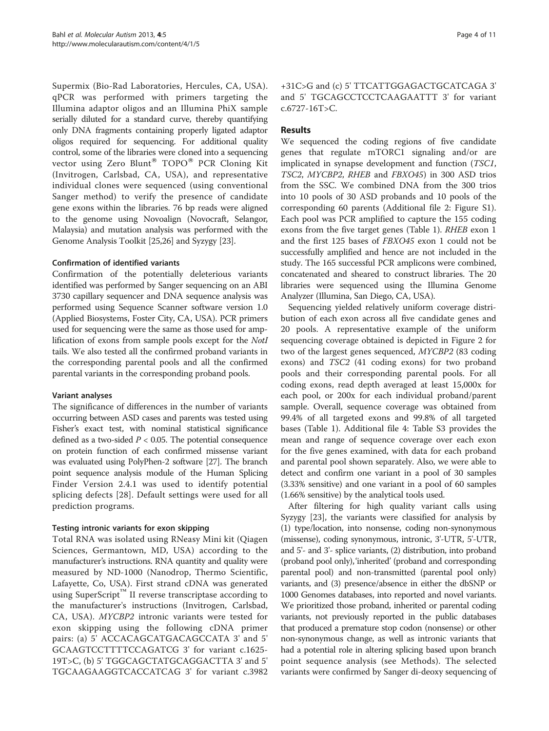Supermix (Bio-Rad Laboratories, Hercules, CA, USA). qPCR was performed with primers targeting the Illumina adaptor oligos and an Illumina PhiX sample serially diluted for a standard curve, thereby quantifying only DNA fragments containing properly ligated adaptor oligos required for sequencing. For additional quality control, some of the libraries were cloned into a sequencing vector using Zero Blunt® TOPO® PCR Cloning Kit (Invitrogen, Carlsbad, CA, USA), and representative individual clones were sequenced (using conventional Sanger method) to verify the presence of candidate gene exons within the libraries. 76 bp reads were aligned to the genome using Novoalign (Novocraft, Selangor, Malaysia) and mutation analysis was performed with the Genome Analysis Toolkit [25,26] and Syzygy [23].

#### Confirmation of identified variants

Confirmation of the potentially deleterious variants identified was performed by Sanger sequencing on an ABI 3730 capillary sequencer and DNA sequence analysis was performed using Sequence Scanner software version 1.0 (Applied Biosystems, Foster City, CA, USA). PCR primers used for sequencing were the same as those used for amplification of exons from sample pools except for the *NotI* tails. We also tested all the confirmed proband variants in the corresponding parental pools and all the confirmed parental variants in the corresponding proband pools.

#### Variant analyses

The significance of differences in the number of variants occurring between ASD cases and parents was tested using Fisher's exact test, with nominal statistical significance defined as a two-sided $P < 0.05$. The potential consequence on protein function of each confirmed missense variant was evaluated using PolyPhen-2 software [27]. The branch point sequence analysis module of the Human Splicing Finder Version 2.4.1 was used to identify potential splicing defects [28]. Default settings were used for all prediction programs.

#### Testing intronic variants for exon skipping

Total RNA was isolated using RNeasy Mini kit (Qiagen Sciences, Germantown, MD, USA) according to the manufacturer's instructions. RNA quantity and quality were measured by ND-1000 (Nanodrop, Thermo Scientific, Lafayette, Co, USA). First strand cDNA was generated using SuperScript™ II reverse transcriptase according to the manufacturer's instructions (Invitrogen, Carlsbad, CA, USA). *MYCBP2* intronic variants were tested for exon skipping using the following cDNA primer pairs: (a) 5' ACCACAGCATGACAGCCATA 3' and 5' GCAAGTCCTTTTCCAGATCG 3' for variant c.1625-19T>C, (b) 5' TGGCAGCTATGCAGGACTTA 3' and 5' TGCAAGAAGGTCACCATCAG 3' for variant c.3982+31C>G and (c) 5' TTCATTGGAGACTGCATCAGA 3' and 5' TGCAGCCTCCTCAAGAATTT 3' for variant c.6727-16T>C.

## Results

We sequenced the coding regions of five candidate genes that regulate mTORC1 signaling and/or are implicated in synapse development and function (*TSC1*, *TSC2*, *MYCBP2*, *RHEB* and *FBXO45*) in 300 ASD trios from the SSC. We combined DNA from the 300 trios into 10 pools of 30 ASD probands and 10 pools of the corresponding 60 parents (Additional file 2: Figure S1). Each pool was PCR amplified to capture the 155 coding exons from the five target genes (Table 1). *RHEB* exon 1 and the first 125 bases of *FBXO45* exon 1 could not be successfully amplified and hence are not included in the study. The 165 successful PCR amplicons were combined, concatenated and sheared to construct libraries. The 20 libraries were sequenced using the Illumina Genome Analyzer (Illumina, San Diego, CA, USA).

Sequencing yielded relatively uniform coverage distribution of each exon across all five candidate genes and 20 pools. A representative example of the uniform sequencing coverage obtained is depicted in Figure 2 for two of the largest genes sequenced, *MYCBP2* (83 coding exons) and *TSC2* (41 coding exons) for two proband pools and their corresponding parental pools. For all coding exons, read depth averaged at least 15,000x for each pool, or 200x for each individual proband/parent sample. Overall, sequence coverage was obtained from 99.4% of all targeted exons and 99.8% of all targeted bases (Table 1). Additional file 4: Table S3 provides the mean and range of sequence coverage over each exon for the five genes examined, with data for each proband and parental pool shown separately. Also, we were able to detect and confirm one variant in a pool of 30 samples (3.33% sensitive) and one variant in a pool of 60 samples (1.66% sensitive) by the analytical tools used.

After filtering for high quality variant calls using Syzygy [23], the variants were classified for analysis by (1) type/location, into nonsense, coding non-synonymous (missense), coding synonymous, intronic, 3'-UTR, 5'-UTR, and 5'- and 3'- splice variants, (2) distribution, into proband (proband pool only),'inherited' (proband and corresponding parental pool) and non-transmitted (parental pool only) variants, and (3) presence/absence in either the dbSNP or 1000 Genomes databases, into reported and novel variants. We prioritized those proband, inherited or parental coding variants, not previously reported in the public databases that produced a premature stop codon (nonsense) or other non-synonymous change, as well as intronic variants that had a potential role in altering splicing based upon branch point sequence analysis (see Methods). The selected variants were confirmed by Sanger di-deoxy sequencing of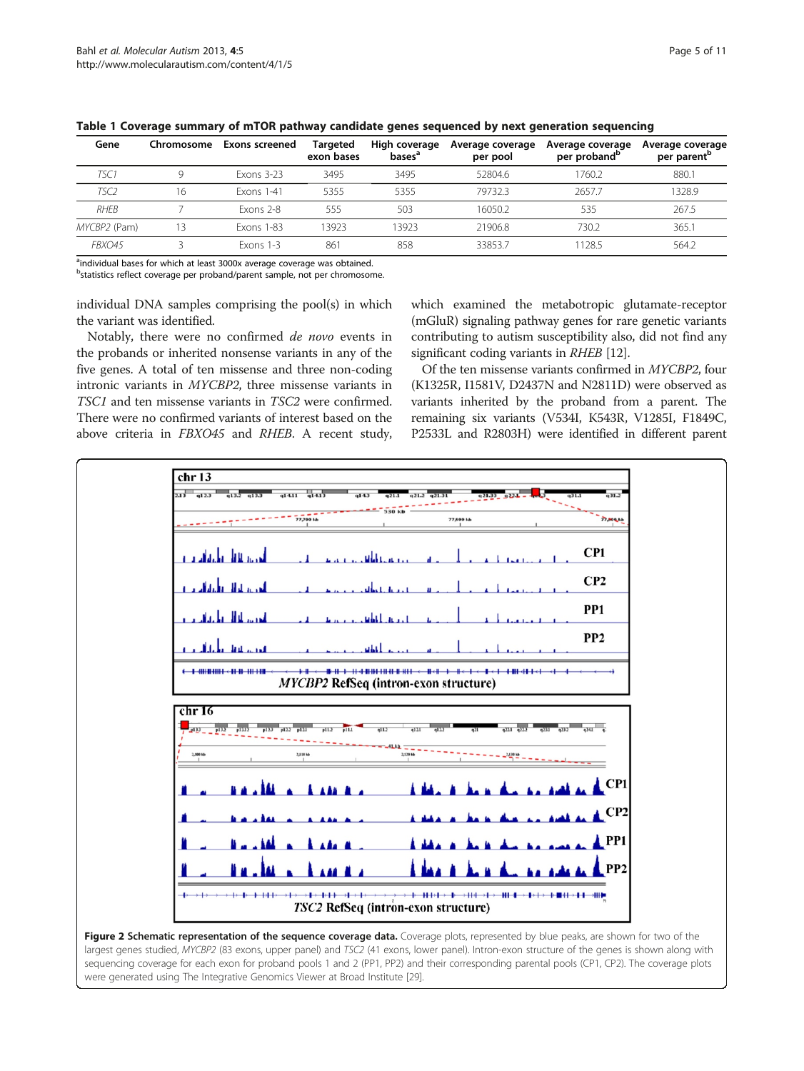**Table 1 Coverage summary of mTOR pathway candidate genes sequenced by next generation sequencing**

| Gene | Chromosome | Exons screened | Targeted exon bases | High coverage bases[a] | Average coverage per pool | Average coverage per proband[b] | Average coverage per parent[b] |
|---|---|---|---|---|---|---|---|
| *TSC1* | 9 | Exons 3-23 | 3495 | 3495 | 52804.6 | 1760.2 | 880.1 |
| *TSC2* | 16 | Exons 1-41 | 5355 | 5355 | 79732.3 | 2657.7 | 1328.9 |
| *RHEB* | 7 | Exons 2-8 | 555 | 503 | 16050.2 | 535 | 267.5 |
| *MYCBP2* (Pam) | 13 | Exons 1-83 | 13923 | 13923 | 21906.8 | 730.2 | 365.1 |
| *FBXO45* | 3 | Exons 1-3 | 861 | 858 | 33853.7 | 1128.5 | 564.2 |

[a]individual bases for which at least 3000x average coverage was obtained.
[b]statistics reflect coverage per proband/parent sample, not per chromosome.

individual DNA samples comprising the pool(s) in which the variant was identified.

Notably, there were no confirmed *de novo* events in the probands or inherited nonsense variants in any of the five genes. A total of ten missense and three non-coding intronic variants in *MYCBP2*, three missense variants in *TSC1* and ten missense variants in *TSC2* were confirmed. There were no confirmed variants of interest based on the above criteria in *FBXO45* and *RHEB*. A recent study, which examined the metabotropic glutamate-receptor (mGluR) signaling pathway genes for rare genetic variants contributing to autism susceptibility also, did not find any significant coding variants in *RHEB* [12].

Of the ten missense variants confirmed in *MYCBP2*, four (K1325R, I1581V, D2437N and N2811D) were observed as variants inherited by the proband from a parent. The remaining six variants (V534I, K543R, V1285I, F1849C, P2533L and R2803H) were identified in different parent

**Figure 2 Schematic representation of the sequence coverage data.** Coverage plots, represented by blue peaks, are shown for two of the largest genes studied, *MYCBP2* (83 exons, upper panel) and *TSC2* (41 exons, lower panel). Intron-exon structure of the genes is shown along with sequencing coverage for each exon for proband pools 1 and 2 (PP1, PP2) and their corresponding parental pools (CP1, CP2). The coverage plots were generated using The Integrative Genomics Viewer at Broad Institute [29].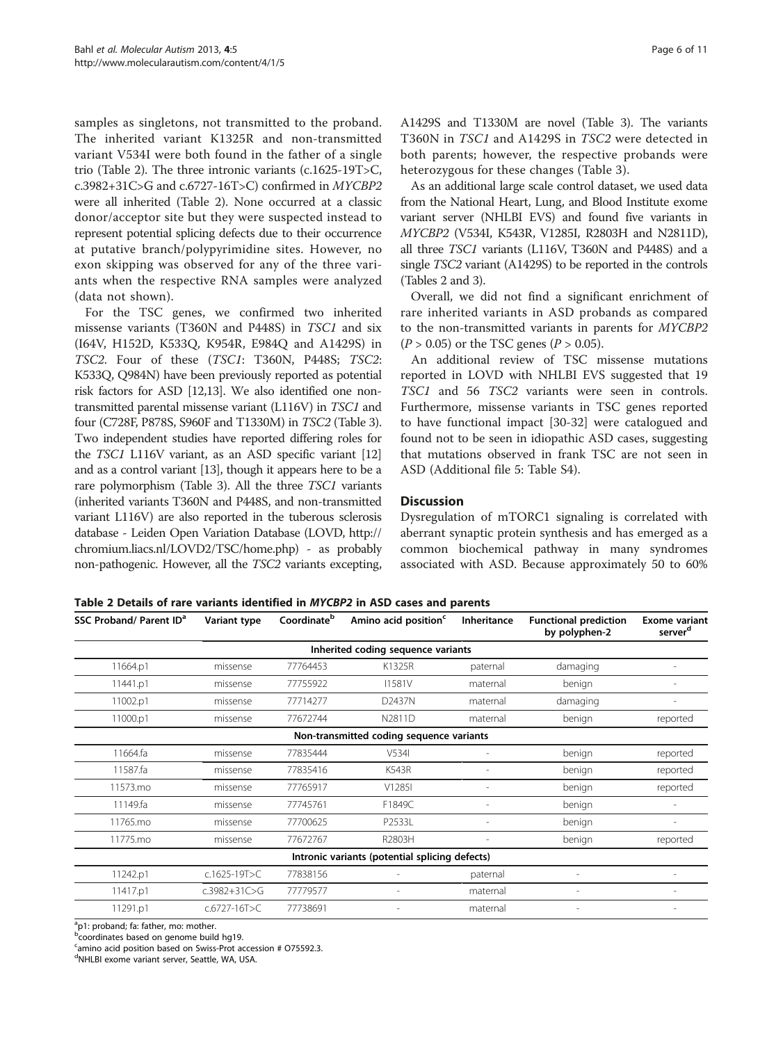samples as singletons, not transmitted to the proband. The inherited variant K1325R and non-transmitted variant V534I were both found in the father of a single trio (Table 2). The three intronic variants (c.1625-19T>C, c.3982+31C>G and c.6727-16T>C) confirmed in *MYCBP2* were all inherited (Table 2). None occurred at a classic donor/acceptor site but they were suspected instead to represent potential splicing defects due to their occurrence at putative branch/polypyrimidine sites. However, no exon skipping was observed for any of the three variants when the respective RNA samples were analyzed (data not shown).

For the TSC genes, we confirmed two inherited missense variants (T360N and P448S) in *TSC1* and six (I64V, H152D, K533Q, K954R, E984Q and A1429S) in *TSC2*. Four of these (*TSC1*: T360N, P448S; *TSC2*: K533Q, Q984N) have been previously reported as potential risk factors for ASD [12,13]. We also identified one non-transmitted parental missense variant (L116V) in *TSC1* and four (C728F, P878S, S960F and T1330M) in *TSC2* (Table 3). Two independent studies have reported differing roles for the *TSC1* L116V variant, as an ASD specific variant [12] and as a control variant [13], though it appears here to be a rare polymorphism (Table 3). All the three *TSC1* variants (inherited variants T360N and P448S, and non-transmitted variant L116V) are also reported in the tuberous sclerosis database - Leiden Open Variation Database (LOVD, http://chromium.liacs.nl/LOVD2/TSC/home.php) - as probably non-pathogenic. However, all the *TSC2* variants excepting, A1429S and T1330M are novel (Table 3). The variants T360N in *TSC1* and A1429S in *TSC2* were detected in both parents; however, the respective probands were heterozygous for these changes (Table 3).

As an additional large scale control dataset, we used data from the National Heart, Lung, and Blood Institute exome variant server (NHLBI EVS) and found five variants in *MYCBP2* (V534I, K543R, V1285I, R2803H and N2811D), all three *TSC1* variants (L116V, T360N and P448S) and a single *TSC2* variant (A1429S) to be reported in the controls (Tables 2 and 3).

Overall, we did not find a significant enrichment of rare inherited variants in ASD probands as compared to the non-transmitted variants in parents for *MYCBP2* ($P > 0.05$) or the TSC genes ($P > 0.05$).

An additional review of TSC missense mutations reported in LOVD with NHLBI EVS suggested that 19 *TSC1* and 56 *TSC2* variants were seen in controls. Furthermore, missense variants in TSC genes reported to have functional impact [30-32] were catalogued and found not to be seen in idiopathic ASD cases, suggesting that mutations observed in frank TSC are not seen in ASD (Additional file 5: Table S4).

## Discussion

Dysregulation of mTORC1 signaling is correlated with aberrant synaptic protein synthesis and has emerged as a common biochemical pathway in many syndromes associated with ASD. Because approximately 50 to 60%

**Table 2 Details of rare variants identified in *MYCBP2* in ASD cases and parents**

| SSC Proband/ Parent ID[a] | Variant type | Coordinate[b] | Amino acid position[c] | Inheritance | Functional prediction by polyphen-2 | Exome variant server[d] |
|---|---|---|---|---|---|---|
| | | | **Inherited coding sequence variants** | | | |
| 11664.p1 | missense | 77764453 | K1325R | paternal | damaging | - |
| 11441.p1 | missense | 77755922 | I1581V | maternal | benign | - |
| 11002.p1 | missense | 77714277 | D2437N | maternal | damaging | - |
| 11000.p1 | missense | 77672744 | N2811D | maternal | benign | reported |
| | | | **Non-transmitted coding sequence variants** | | | |
| 11664.fa | missense | 77835444 | V534I | - | benign | reported |
| 11587.fa | missense | 77835416 | K543R | - | benign | reported |
| 11573.mo | missense | 77765917 | V1285I | - | benign | reported |
| 11149.fa | missense | 77745761 | F1849C | - | benign | - |
| 11765.mo | missense | 77700625 | P2533L | - | benign | - |
| 11775.mo | missense | 77672767 | R2803H | - | benign | reported |
| | | | **Intronic variants (potential splicing defects)** | | | |
| 11242.p1 | c.1625-19T>C | 77838156 | - | paternal | - | - |
| 11417.p1 | c.3982+31C>G | 77779577 | - | maternal | - | - |
| 11291.p1 | c.6727-16T>C | 77738691 | - | maternal | - | - |

[a]p1: proband; fa: father, mo: mother.
[b]coordinates based on genome build hg19.
[c]amino acid position based on Swiss-Prot accession # O75592.3.
[d]NHLBI exome variant server, Seattle, WA, USA.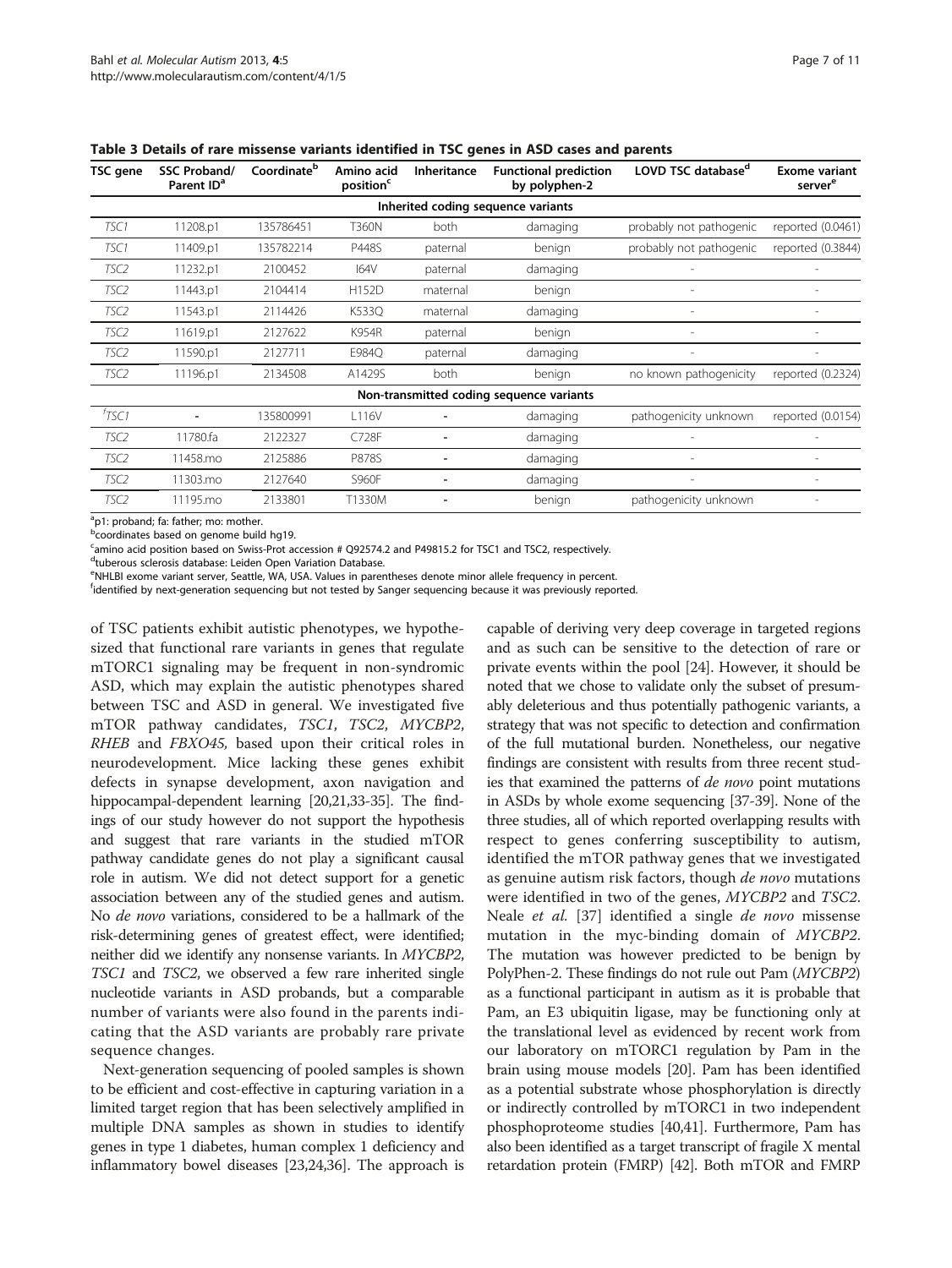**Table 3 Details of rare missense variants identified in TSC genes in ASD cases and parents**

| TSC gene | SSC Proband/ Parent ID[a] | Coordinate[b] | Amino acid position[c] | Inheritance | Functional prediction by polyphen-2 | LOVD TSC database[d] | Exome variant server[e] |
|---|---|---|---|---|---|---|---|
| | | | Inherited coding sequence variants | | | | |
| *TSC1* | 11208.p1 | 135786451 | T360N | both | damaging | probably not pathogenic | reported (0.0461) |
| *TSC1* | 11409.p1 | 135782214 | P448S | paternal | benign | probably not pathogenic | reported (0.3844) |
| *TSC2* | 11232.p1 | 2100452 | I64V | paternal | damaging | - | - |
| *TSC2* | 11443.p1 | 2104414 | H152D | maternal | benign | - | - |
| *TSC2* | 11543.p1 | 2114426 | K533Q | maternal | damaging | - | - |
| *TSC2* | 11619.p1 | 2127622 | K954R | paternal | benign | - | - |
| *TSC2* | 11590.p1 | 2127711 | E984Q | paternal | damaging | - | - |
| *TSC2* | 11196.p1 | 2134508 | A1429S | both | benign | no known pathogenicity | reported (0.2324) |
| | | | Non-transmitted coding sequence variants | | | | |
| [f]*TSC1* | - | 135800991 | L116V | - | damaging | pathogenicity unknown | reported (0.0154) |
| *TSC2* | 11780.fa | 2122327 | C728F | - | damaging | - | - |
| *TSC2* | 11458.mo | 2125886 | P878S | - | damaging | - | - |
| *TSC2* | 11303.mo | 2127640 | S960F | - | damaging | - | - |
| *TSC2* | 11195.mo | 2133801 | T1330M | - | benign | pathogenicity unknown | - |

[a]p1: proband; fa: father; mo: mother.
[b]coordinates based on genome build hg19.
[c]amino acid position based on Swiss-Prot accession # Q92574.2 and P49815.2 for TSC1 and TSC2, respectively.
[d]tuberous sclerosis database: Leiden Open Variation Database.
[e]NHLBI exome variant server, Seattle, WA, USA. Values in parentheses denote minor allele frequency in percent.
[f]identified by next-generation sequencing but not tested by Sanger sequencing because it was previously reported.

of TSC patients exhibit autistic phenotypes, we hypothesized that functional rare variants in genes that regulate mTORC1 signaling may be frequent in non-syndromic ASD, which may explain the autistic phenotypes shared between TSC and ASD in general. We investigated five mTOR pathway candidates, *TSC1*, *TSC2*, *MYCBP2*, *RHEB* and *FBXO45,* based upon their critical roles in neurodevelopment. Mice lacking these genes exhibit defects in synapse development, axon navigation and hippocampal-dependent learning [20,21,33-35]. The findings of our study however do not support the hypothesis and suggest that rare variants in the studied mTOR pathway candidate genes do not play a significant causal role in autism. We did not detect support for a genetic association between any of the studied genes and autism. No *de novo* variations, considered to be a hallmark of the risk-determining genes of greatest effect, were identified; neither did we identify any nonsense variants. In *MYCBP2*, *TSC1* and *TSC2*, we observed a few rare inherited single nucleotide variants in ASD probands, but a comparable number of variants were also found in the parents indicating that the ASD variants are probably rare private sequence changes.

Next-generation sequencing of pooled samples is shown to be efficient and cost-effective in capturing variation in a limited target region that has been selectively amplified in multiple DNA samples as shown in studies to identify genes in type 1 diabetes, human complex 1 deficiency and inflammatory bowel diseases [23,24,36]. The approach is capable of deriving very deep coverage in targeted regions and as such can be sensitive to the detection of rare or private events within the pool [24]. However, it should be noted that we chose to validate only the subset of presumably deleterious and thus potentially pathogenic variants, a strategy that was not specific to detection and confirmation of the full mutational burden. Nonetheless, our negative findings are consistent with results from three recent studies that examined the patterns of *de novo* point mutations in ASDs by whole exome sequencing [37-39]. None of the three studies, all of which reported overlapping results with respect to genes conferring susceptibility to autism, identified the mTOR pathway genes that we investigated as genuine autism risk factors, though *de novo* mutations were identified in two of the genes, *MYCBP2* and *TSC2*. Neale *et al.* [37] identified a single *de novo* missense mutation in the myc-binding domain of *MYCBP2*. The mutation was however predicted to be benign by PolyPhen-2. These findings do not rule out Pam (*MYCBP2*) as a functional participant in autism as it is probable that Pam, an E3 ubiquitin ligase, may be functioning only at the translational level as evidenced by recent work from our laboratory on mTORC1 regulation by Pam in the brain using mouse models [20]. Pam has been identified as a potential substrate whose phosphorylation is directly or indirectly controlled by mTORC1 in two independent phosphoproteome studies [40,41]. Furthermore, Pam has also been identified as a target transcript of fragile X mental retardation protein (FMRP) [42]. Both mTOR and FMRP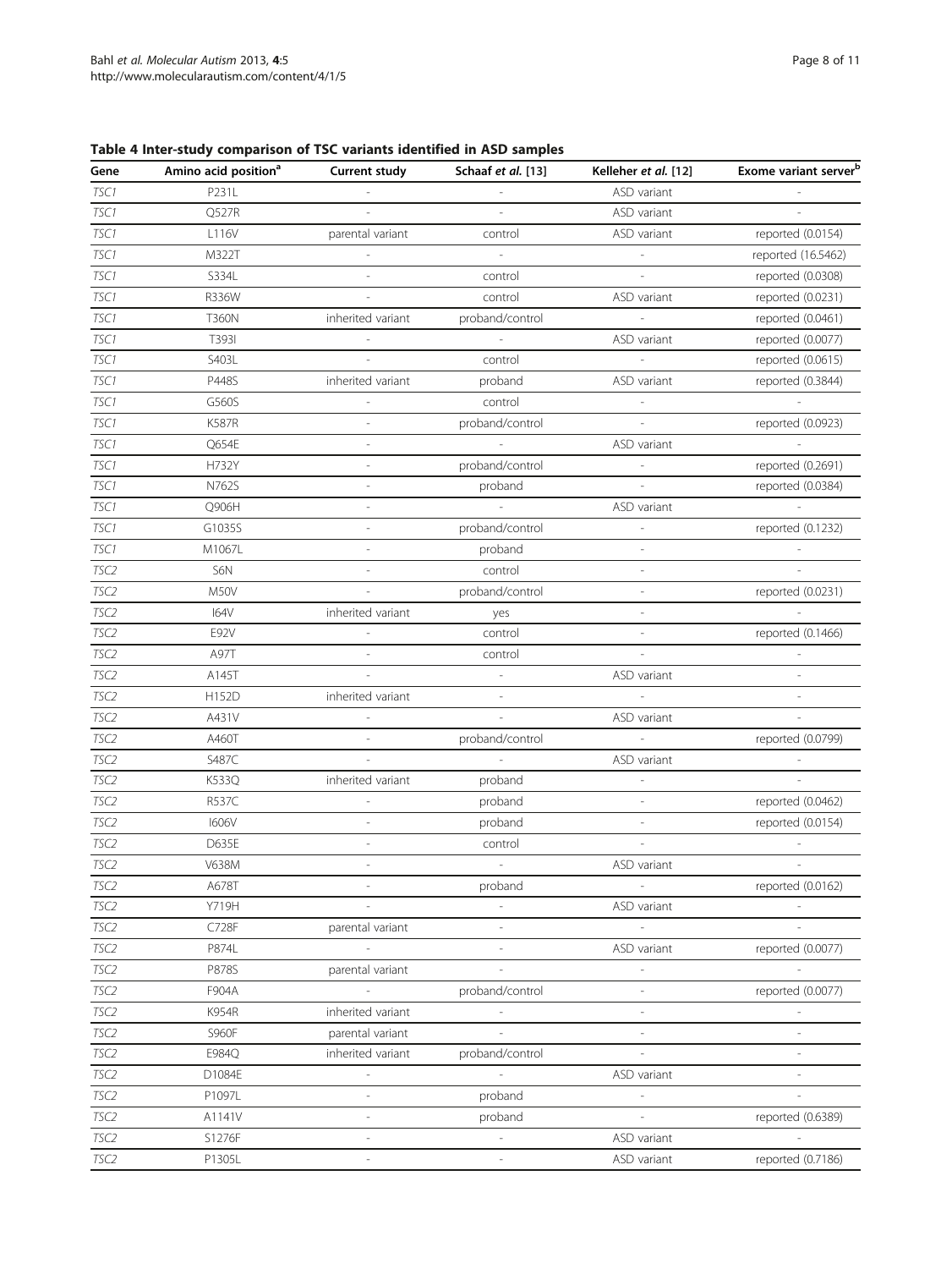**Table 4 Inter-study comparison of TSC variants identified in ASD samples**

| Gene | Amino acid position[a] | Current study | Schaaf *et al.* [13] | Kelleher *et al.* [12] | Exome variant server[b] |
|---|---|---|---|---|---|
| *TSC1* | P231L | - | - | ASD variant | - |
| *TSC1* | Q527R | - | - | ASD variant | - |
| *TSC1* | L116V | parental variant | control | ASD variant | reported (0.0154) |
| *TSC1* | M322T | - | - | - | reported (16.5462) |
| *TSC1* | S334L | - | control | - | reported (0.0308) |
| *TSC1* | R336W | - | control | ASD variant | reported (0.0231) |
| *TSC1* | T360N | inherited variant | proband/control | - | reported (0.0461) |
| *TSC1* | T393I | - | - | ASD variant | reported (0.0077) |
| *TSC1* | S403L | - | control | - | reported (0.0615) |
| *TSC1* | P448S | inherited variant | proband | ASD variant | reported (0.3844) |
| *TSC1* | G560S | - | control | - | - |
| *TSC1* | K587R | - | proband/control | - | reported (0.0923) |
| *TSC1* | Q654E | - | - | ASD variant | - |
| *TSC1* | H732Y | - | proband/control | - | reported (0.2691) |
| *TSC1* | N762S | - | proband | - | reported (0.0384) |
| *TSC1* | Q906H | - | - | ASD variant | - |
| *TSC1* | G1035S | - | proband/control | - | reported (0.1232) |
| *TSC1* | M1067L | - | proband | - | - |
| *TSC2* | S6N | - | control | - | - |
| *TSC2* | M50V | - | proband/control | - | reported (0.0231) |
| *TSC2* | I64V | inherited variant | yes | - | - |
| *TSC2* | E92V | - | control | - | reported (0.1466) |
| *TSC2* | A97T | - | control | - | - |
| *TSC2* | A145T | - | - | ASD variant | - |
| *TSC2* | H152D | inherited variant | - | - | - |
| *TSC2* | A431V | - | - | ASD variant | - |
| *TSC2* | A460T | - | proband/control | - | reported (0.0799) |
| *TSC2* | S487C | - | - | ASD variant | - |
| *TSC2* | K533Q | inherited variant | proband | - | - |
| *TSC2* | R537C | - | proband | - | reported (0.0462) |
| *TSC2* | I606V | - | proband | - | reported (0.0154) |
| *TSC2* | D635E | - | control | - | - |
| *TSC2* | V638M | - | - | ASD variant | - |
| *TSC2* | A678T | - | proband | - | reported (0.0162) |
| *TSC2* | Y719H | - | - | ASD variant | - |
| *TSC2* | C728F | parental variant | - | - | - |
| *TSC2* | P874L | - | - | ASD variant | reported (0.0077) |
| *TSC2* | P878S | parental variant | - | - | - |
| *TSC2* | F904A | - | proband/control | - | reported (0.0077) |
| *TSC2* | K954R | inherited variant | - | - | - |
| *TSC2* | S960F | parental variant | - | - | - |
| *TSC2* | E984Q | inherited variant | proband/control | - | - |
| *TSC2* | D1084E | - | - | ASD variant | - |
| *TSC2* | P1097L | - | proband | - | - |
| *TSC2* | A1141V | - | proband | - | reported (0.6389) |
| *TSC2* | S1276F | - | - | ASD variant | - |
| *TSC2* | P1305L | - | - | ASD variant | reported (0.7186) |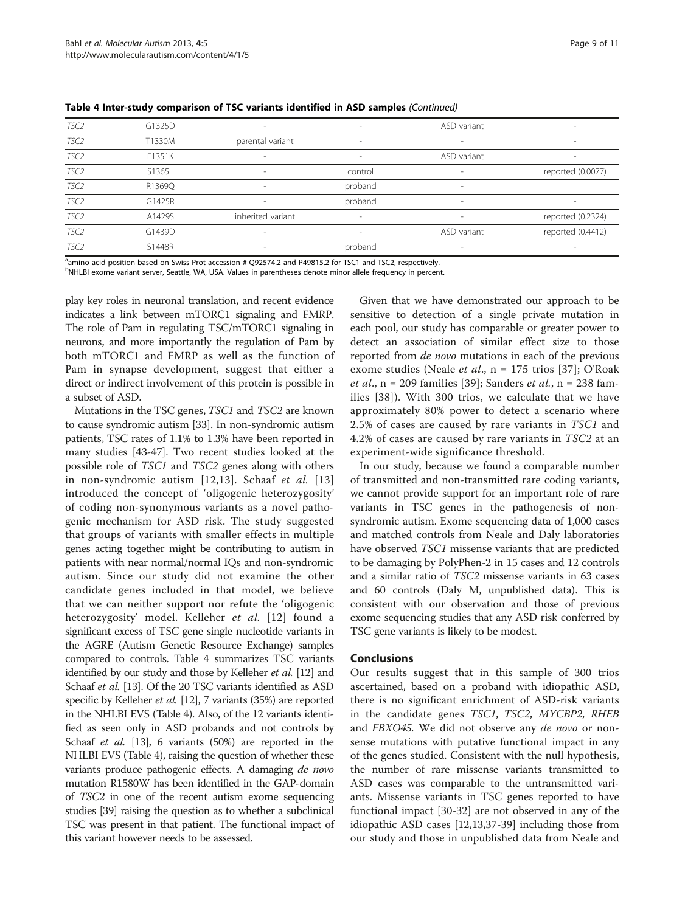**Table 4 Inter-study comparison of TSC variants identified in ASD samples** *(Continued)*

| | | | | | |
|---|---|---|---|---|---|
| *TSC2* | G1325D | - | - | ASD variant | - |
| *TSC2* | T1330M | parental variant | - | - | - |
| *TSC2* | E1351K | - | - | ASD variant | - |
| *TSC2* | S1365L | - | control | - | reported (0.0077) |
| *TSC2* | R1369Q | - | proband | - | |
| *TSC2* | G1425R | - | proband | - | - |
| *TSC2* | A1429S | inherited variant | - | - | reported (0.2324) |
| *TSC2* | G1439D | - | - | ASD variant | reported (0.4412) |
| *TSC2* | S1448R | - | proband | - | - |

[a]amino acid position based on Swiss-Prot accession # Q92574.2 and P49815.2 for TSC1 and TSC2, respectively.
[b]NHLBI exome variant server, Seattle, WA, USA. Values in parentheses denote minor allele frequency in percent.

play key roles in neuronal translation, and recent evidence indicates a link between mTORC1 signaling and FMRP. The role of Pam in regulating TSC/mTORC1 signaling in neurons, and more importantly the regulation of Pam by both mTORC1 and FMRP as well as the function of Pam in synapse development, suggest that either a direct or indirect involvement of this protein is possible in a subset of ASD.

Mutations in the TSC genes, *TSC1* and *TSC2* are known to cause syndromic autism [33]. In non-syndromic autism patients, TSC rates of 1.1% to 1.3% have been reported in many studies [43-47]. Two recent studies looked at the possible role of *TSC1* and *TSC2* genes along with others in non-syndromic autism [12,13]. Schaaf *et al.* [13] introduced the concept of 'oligogenic heterozygosity' of coding non-synonymous variants as a novel pathogenic mechanism for ASD risk. The study suggested that groups of variants with smaller effects in multiple genes acting together might be contributing to autism in patients with near normal/normal IQs and non-syndromic autism. Since our study did not examine the other candidate genes included in that model, we believe that we can neither support nor refute the 'oligogenic heterozygosity' model. Kelleher *et al.* [12] found a significant excess of TSC gene single nucleotide variants in the AGRE (Autism Genetic Resource Exchange) samples compared to controls. Table 4 summarizes TSC variants identified by our study and those by Kelleher *et al.* [12] and Schaaf *et al.* [13]. Of the 20 TSC variants identified as ASD specific by Kelleher *et al.* [12], 7 variants (35%) are reported in the NHLBI EVS (Table 4). Also, of the 12 variants identified as seen only in ASD probands and not controls by Schaaf *et al.* [13], 6 variants (50%) are reported in the NHLBI EVS (Table 4), raising the question of whether these variants produce pathogenic effects. A damaging *de novo* mutation R1580W has been identified in the GAP-domain of *TSC2* in one of the recent autism exome sequencing studies [39] raising the question as to whether a subclinical TSC was present in that patient. The functional impact of this variant however needs to be assessed.

Given that we have demonstrated our approach to be sensitive to detection of a single private mutation in each pool, our study has comparable or greater power to detect an association of similar effect size to those reported from *de novo* mutations in each of the previous exome studies (Neale *et al.*, n = 175 trios [37]; O'Roak *et al.*, n = 209 families [39]; Sanders *et al.*, n = 238 families [38]). With 300 trios, we calculate that we have approximately 80% power to detect a scenario where 2.5% of cases are caused by rare variants in *TSC1* and 4.2% of cases are caused by rare variants in *TSC2* at an experiment-wide significance threshold.

In our study, because we found a comparable number of transmitted and non-transmitted rare coding variants, we cannot provide support for an important role of rare variants in TSC genes in the pathogenesis of non-syndromic autism. Exome sequencing data of 1,000 cases and matched controls from Neale and Daly laboratories have observed *TSC1* missense variants that are predicted to be damaging by PolyPhen-2 in 15 cases and 12 controls and a similar ratio of *TSC2* missense variants in 63 cases and 60 controls (Daly M, unpublished data). This is consistent with our observation and those of previous exome sequencing studies that any ASD risk conferred by TSC gene variants is likely to be modest.

## Conclusions

Our results suggest that in this sample of 300 trios ascertained, based on a proband with idiopathic ASD, there is no significant enrichment of ASD-risk variants in the candidate genes *TSC1*, *TSC2*, *MYCBP2*, *RHEB* and *FBXO45.* We did not observe any *de novo* or nonsense mutations with putative functional impact in any of the genes studied. Consistent with the null hypothesis, the number of rare missense variants transmitted to ASD cases was comparable to the untransmitted variants. Missense variants in TSC genes reported to have functional impact [30-32] are not observed in any of the idiopathic ASD cases [12,13,37-39] including those from our study and those in unpublished data from Neale and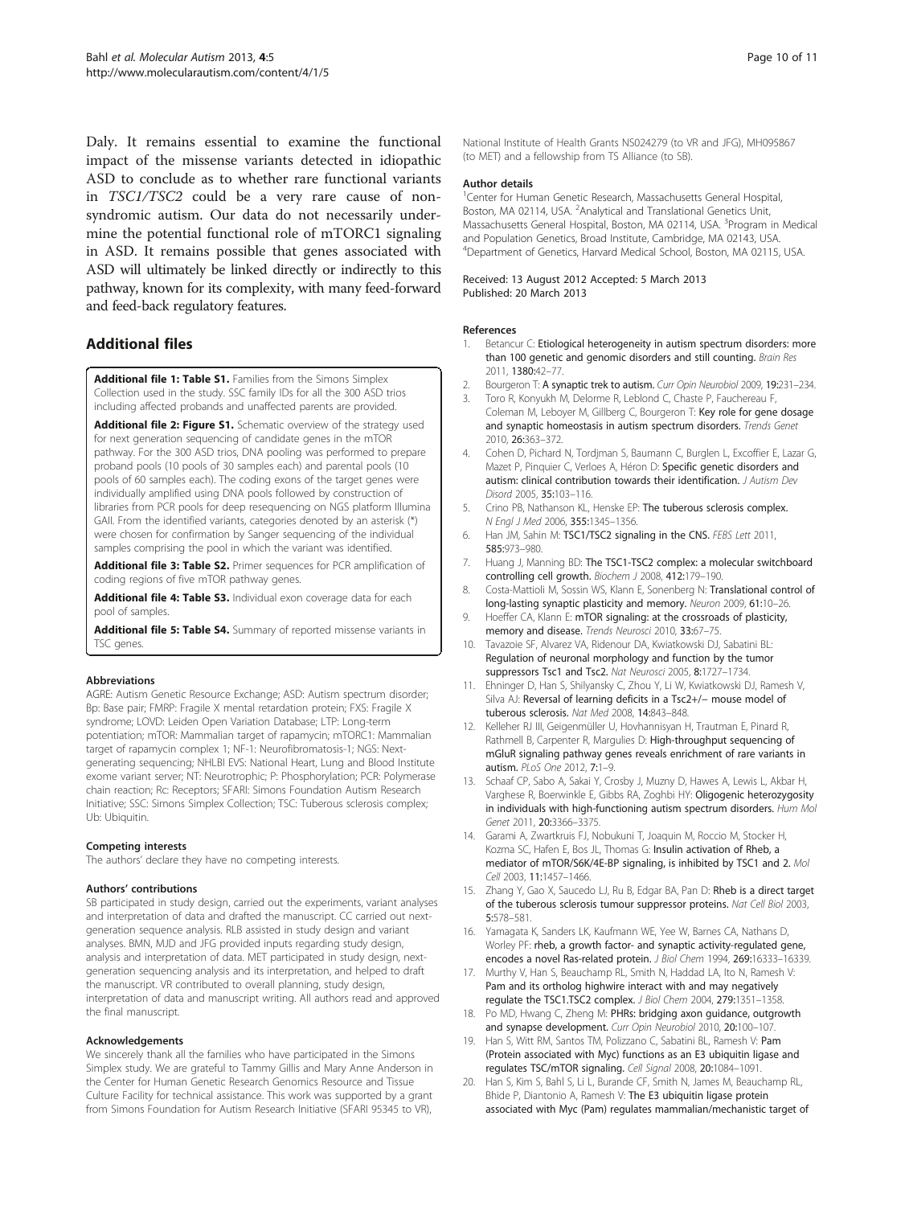Daly. It remains essential to examine the functional impact of the missense variants detected in idiopathic ASD to conclude as to whether rare functional variants in *TSC1/TSC2* could be a very rare cause of non-syndromic autism. Our data do not necessarily undermine the potential functional role of mTORC1 signaling in ASD. It remains possible that genes associated with ASD will ultimately be linked directly or indirectly to this pathway, known for its complexity, with many feed-forward and feed-back regulatory features.

## Additional files

**Additional file 1: Table S1.** Families from the Simons Simplex Collection used in the study. SSC family IDs for all the 300 ASD trios including affected probands and unaffected parents are provided.

**Additional file 2: Figure S1.** Schematic overview of the strategy used for next generation sequencing of candidate genes in the mTOR pathway. For the 300 ASD trios, DNA pooling was performed to prepare proband pools (10 pools of 30 samples each) and parental pools (10 pools of 60 samples each). The coding exons of the target genes were individually amplified using DNA pools followed by construction of libraries from PCR pools for deep resequencing on NGS platform Illumina GAII. From the identified variants, categories denoted by an asterisk (*) were chosen for confirmation by Sanger sequencing of the individual samples comprising the pool in which the variant was identified.

**Additional file 3: Table S2.** Primer sequences for PCR amplification of coding regions of five mTOR pathway genes.

**Additional file 4: Table S3.** Individual exon coverage data for each pool of samples.

**Additional file 5: Table S4.** Summary of reported missense variants in TSC genes.

#### Abbreviations

AGRE: Autism Genetic Resource Exchange; ASD: Autism spectrum disorder; Bp: Base pair; FMRP: Fragile X mental retardation protein; FXS: Fragile X syndrome; LOVD: Leiden Open Variation Database; LTP: Long-term potentiation; mTOR: Mammalian target of rapamycin; mTORC1: Mammalian target of rapamycin complex 1; NF-1: Neurofibromatosis-1; NGS: Next-generating sequencing; NHLBI EVS: National Heart, Lung and Blood Institute exome variant server; NT: Neurotrophic; P: Phosphorylation; PCR: Polymerase chain reaction; Rc: Receptors; SFARI: Simons Foundation Autism Research Initiative; SSC: Simons Simplex Collection; TSC: Tuberous sclerosis complex; Ub: Ubiquitin.

#### Competing interests

The authors' declare they have no competing interests.

#### Authors' contributions

SB participated in study design, carried out the experiments, variant analyses and interpretation of data and drafted the manuscript. CC carried out next-generation sequence analysis. RLB assisted in study design and variant analyses. BMN, MJD and JFG provided inputs regarding study design, analysis and interpretation of data. MET participated in study design, next-generation sequencing analysis and its interpretation, and helped to draft the manuscript. VR contributed to overall planning, study design, interpretation of data and manuscript writing. All authors read and approved the final manuscript.

#### Acknowledgements

We sincerely thank all the families who have participated in the Simons Simplex study. We are grateful to Tammy Gillis and Mary Anne Anderson in the Center for Human Genetic Research Genomics Resource and Tissue Culture Facility for technical assistance. This work was supported by a grant from Simons Foundation for Autism Research Initiative (SFARI 95345 to VR), National Institute of Health Grants NS024279 (to VR and JFG), MH095867 (to MET) and a fellowship from TS Alliance (to SB).

#### Author details

[1]Center for Human Genetic Research, Massachusetts General Hospital, Boston, MA 02114, USA. [2]Analytical and Translational Genetics Unit, Massachusetts General Hospital, Boston, MA 02114, USA. [3]Program in Medical and Population Genetics, Broad Institute, Cambridge, MA 02143, USA. [4]Department of Genetics, Harvard Medical School, Boston, MA 02115, USA.

Received: 13 August 2012 Accepted: 5 March 2013
Published: 20 March 2013

#### References

1. Betancur C: **Etiological heterogeneity in autism spectrum disorders: more than 100 genetic and genomic disorders and still counting.** *Brain Res* 2011, **1380:**42–77.
2. Bourgeron T: **A synaptic trek to autism.** *Curr Opin Neurobiol* 2009, **19:**231–234.
3. Toro R, Konyukh M, Delorme R, Leblond C, Chaste P, Fauchereau F, Coleman M, Leboyer M, Gillberg C, Bourgeron T: **Key role for gene dosage and synaptic homeostasis in autism spectrum disorders.** *Trends Genet* 2010, **26:**363–372.
4. Cohen D, Pichard N, Tordjman S, Baumann C, Burglen L, Excoffier E, Lazar G, Mazet P, Pinquier C, Verloes A, Héron D: **Specific genetic disorders and autism: clinical contribution towards their identification.** *J Autism Dev Disord* 2005, **35:**103–116.
5. Crino PB, Nathanson KL, Henske EP: **The tuberous sclerosis complex.** *N Engl J Med* 2006, **355:**1345–1356.
6. Han JM, Sahin M: **TSC1/TSC2 signaling in the CNS.** *FEBS Lett* 2011, **585:**973–980.
7. Huang J, Manning BD: **The TSC1-TSC2 complex: a molecular switchboard controlling cell growth.** *Biochem J* 2008, **412:**179–190.
8. Costa-Mattioli M, Sossin WS, Klann E, Sonenberg N: **Translational control of long-lasting synaptic plasticity and memory.** *Neuron* 2009, **61:**10–26.
9. Hoeffer CA, Klann E: **mTOR signaling: at the crossroads of plasticity, memory and disease.** *Trends Neurosci* 2010, **33:**67–75.
10. Tavazoie SF, Alvarez VA, Ridenour DA, Kwiatkowski DJ, Sabatini BL: **Regulation of neuronal morphology and function by the tumor suppressors Tsc1 and Tsc2.** *Nat Neurosci* 2005, **8:**1727–1734.
11. Ehninger D, Han S, Shilyansky C, Zhou Y, Li W, Kwiatkowski DJ, Ramesh V, Silva AJ: **Reversal of learning deficits in a Tsc2+/− mouse model of tuberous sclerosis.** *Nat Med* 2008, **14:**843–848.
12. Kelleher RJ III, Geigenmüller U, Hovhannisyan H, Trautman E, Pinard R, Rathmell B, Carpenter R, Margulies D: **High-throughput sequencing of mGluR signaling pathway genes reveals enrichment of rare variants in autism.** *PLoS One* 2012, **7:**1–9.
13. Schaaf CP, Sabo A, Sakai Y, Crosby J, Muzny D, Hawes A, Lewis L, Akbar H, Varghese R, Boerwinkle E, Gibbs RA, Zoghbi HY: **Oligogenic heterozygosity in individuals with high-functioning autism spectrum disorders.** *Hum Mol Genet* 2011, **20:**3366–3375.
14. Garami A, Zwartkruis FJ, Nobukuni T, Joaquin M, Roccio M, Stocker H, Kozma SC, Hafen E, Bos JL, Thomas G: **Insulin activation of Rheb, a mediator of mTOR/S6K/4E-BP signaling, is inhibited by TSC1 and 2.** *Mol Cell* 2003, **11:**1457–1466.
15. Zhang Y, Gao X, Saucedo LJ, Ru B, Edgar BA, Pan D: **Rheb is a direct target of the tuberous sclerosis tumour suppressor proteins.** *Nat Cell Biol* 2003, **5:**578–581.
16. Yamagata K, Sanders LK, Kaufmann WE, Yee W, Barnes CA, Nathans D, Worley PF: **rheb, a growth factor- and synaptic activity-regulated gene, encodes a novel Ras-related protein.** *J Biol Chem* 1994, **269:**16333–16339.
17. Murthy V, Han S, Beauchamp RL, Smith N, Haddad LA, Ito N, Ramesh V: **Pam and its ortholog highwire interact with and may negatively regulate the TSC1.TSC2 complex.** *J Biol Chem* 2004, **279:**1351–1358.
18. Po MD, Hwang C, Zheng M: **PHRs: bridging axon guidance, outgrowth and synapse development.** *Curr Opin Neurobiol* 2010, **20:**100–107.
19. Han S, Witt RM, Santos TM, Polizzano C, Sabatini BL, Ramesh V: **Pam (Protein associated with Myc) functions as an E3 ubiquitin ligase and regulates TSC/mTOR signaling.** *Cell Signal* 2008, **20:**1084–1091.
20. Han S, Kim S, Bahl S, Li L, Burande CF, Smith N, James M, Beauchamp RL, Bhide P, Diantonio A, Ramesh V: **The E3 ubiquitin ligase protein associated with Myc (Pam) regulates mammalian/mechanistic target of**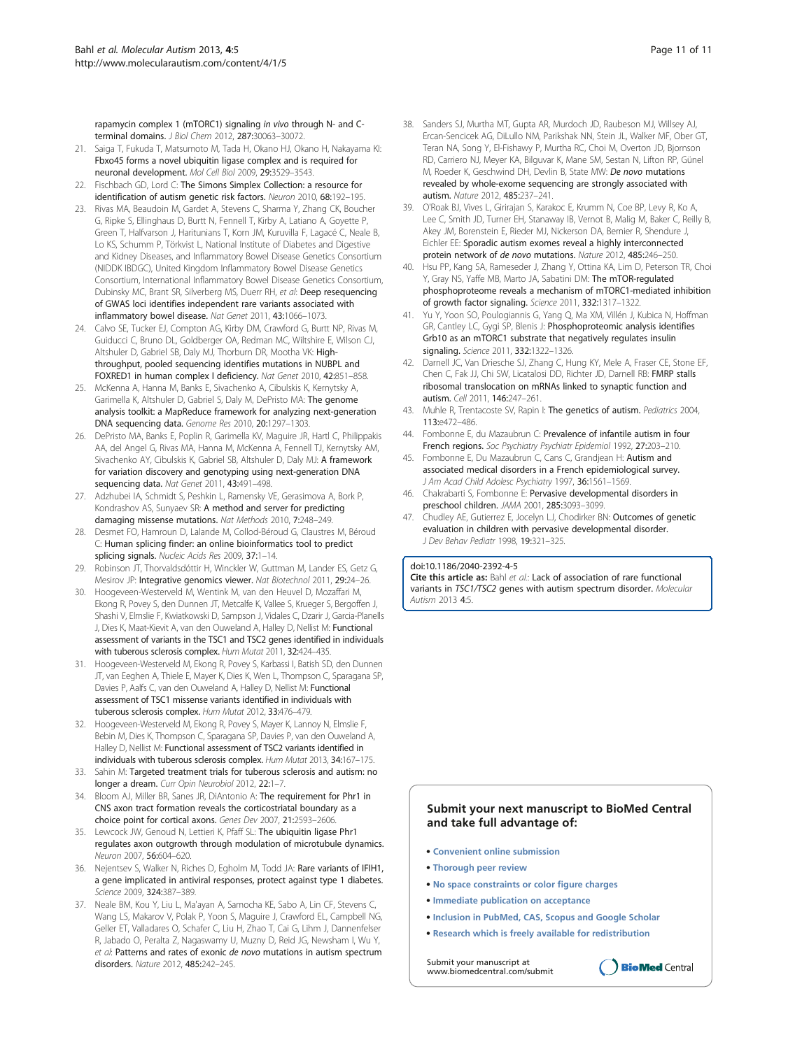rapamycin complex 1 (mTORC1) signaling *in vivo* through N- and C-terminal domains. *J Biol Chem* 2012, 287:30063–30072.

21. Saiga T, Fukuda T, Matsumoto M, Tada H, Okano HJ, Okano H, Nakayama KI: Fbxo45 forms a novel ubiquitin ligase complex and is required for neuronal development. *Mol Cell Biol* 2009, 29:3529–3543.
22. Fischbach GD, Lord C: The Simons Simplex Collection: a resource for identification of autism genetic risk factors. *Neuron* 2010, 68:192–195.
23. Rivas MA, Beaudoin M, Gardet A, Stevens C, Sharma Y, Zhang CK, Boucher G, Ripke S, Ellinghaus D, Burtt N, Fennell T, Kirby A, Latiano A, Goyette P, Green T, Halfvarson J, Haritunians T, Korn JM, Kuruvilla F, Lagacé C, Neale B, Lo KS, Schumm P, Törkvist L, National Institute of Diabetes and Digestive and Kidney Diseases, and Inflammatory Bowel Disease Genetics Consortium (NIDDK IBDGC), United Kingdom Inflammatory Bowel Disease Genetics Consortium, International Inflammatory Bowel Disease Genetics Consortium, Dubinsky MC, Brant SR, Silverberg MS, Duerr RH, *et al*: Deep resequencing of GWAS loci identifies independent rare variants associated with inflammatory bowel disease. *Nat Genet* 2011, 43:1066–1073.
24. Calvo SE, Tucker EJ, Compton AG, Kirby DM, Crawford G, Burtt NP, Rivas M, Guiducci C, Bruno DL, Goldberger OA, Redman MC, Wiltshire E, Wilson CJ, Altshuler D, Gabriel SB, Daly MJ, Thorburn DR, Mootha VK: High-throughput, pooled sequencing identifies mutations in NUBPL and FOXRED1 in human complex I deficiency. *Nat Genet* 2010, 42:851–858.
25. McKenna A, Hanna M, Banks E, Sivachenko A, Cibulskis K, Kernytsky A, Garimella K, Altshuler D, Gabriel S, Daly M, DePristo MA: The genome analysis toolkit: a MapReduce framework for analyzing next-generation DNA sequencing data. *Genome Res* 2010, 20:1297–1303.
26. DePristo MA, Banks E, Poplin R, Garimella KV, Maguire JR, Hartl C, Philippakis AA, del Angel G, Rivas MA, Hanna M, McKenna A, Fennell TJ, Kernytsky AM, Sivachenko AY, Cibulskis K, Gabriel SB, Altshuler D, Daly MJ: A framework for variation discovery and genotyping using next-generation DNA sequencing data. *Nat Genet* 2011, 43:491–498.
27. Adzhubei IA, Schmidt S, Peshkin L, Ramensky VE, Gerasimova A, Bork P, Kondrashov AS, Sunyaev SR: A method and server for predicting damaging missense mutations. *Nat Methods* 2010, 7:248–249.
28. Desmet FO, Hamroun D, Lalande M, Collod-Béroud G, Claustres M, Béroud C: Human splicing finder: an online bioinformatics tool to predict splicing signals. *Nucleic Acids Res* 2009, 37:1–14.
29. Robinson JT, Thorvaldsdóttir H, Winckler W, Guttman M, Lander ES, Getz G, Mesirov JP: Integrative genomics viewer. *Nat Biotechnol* 2011, 29:24–26.
30. Hoogeveen-Westerveld M, Wentink M, van den Heuvel D, Mozaffari M, Ekong R, Povey S, den Dunnen JT, Metcalfe K, Vallee S, Krueger S, Bergoffen J, Shashi V, Elmslie F, Kwiatkowski D, Sampson J, Vidales C, Dzarir J, Garcia-Planells J, Dies K, Maat-Kievit A, van den Ouweland A, Halley D, Nellist M: Functional assessment of variants in the TSC1 and TSC2 genes identified in individuals with tuberous sclerosis complex. *Hum Mutat* 2011, 32:424–435.
31. Hoogeveen-Westerveld M, Ekong R, Povey S, Karbassi I, Batish SD, den Dunnen JT, van Eeghen A, Thiele E, Mayer K, Dies K, Wen L, Thompson C, Sparagana SP, Davies P, Aalfs C, van den Ouweland A, Halley D, Nellist M: Functional assessment of TSC1 missense variants identified in individuals with tuberous sclerosis complex. *Hum Mutat* 2012, 33:476–479.
32. Hoogeveen-Westerveld M, Ekong R, Povey S, Mayer K, Lannoy N, Elmslie F, Bebin M, Dies K, Thompson C, Sparagana SP, Davies P, van den Ouweland A, Halley D, Nellist M: Functional assessment of TSC2 variants identified in individuals with tuberous sclerosis complex. *Hum Mutat* 2013, 34:167–175.
33. Sahin M: Targeted treatment trials for tuberous sclerosis and autism: no longer a dream. *Curr Opin Neurobiol* 2012, 22:1–7.
34. Bloom AJ, Miller BR, Sanes JR, DiAntonio A: The requirement for Phr1 in CNS axon tract formation reveals the corticostriatal boundary as a choice point for cortical axons. *Genes Dev* 2007, 21:2593–2606.
35. Lewcock JW, Genoud N, Lettieri K, Pfaff SL: The ubiquitin ligase Phr1 regulates axon outgrowth through modulation of microtubule dynamics. *Neuron* 2007, 56:604–620.
36. Nejentsev S, Walker N, Riches D, Egholm M, Todd JA: Rare variants of IFIH1, a gene implicated in antiviral responses, protect against type 1 diabetes. *Science* 2009, 324:387–389.
37. Neale BM, Kou Y, Liu L, Ma'ayan A, Samocha KE, Sabo A, Lin CF, Stevens C, Wang LS, Makarov V, Polak P, Yoon S, Maguire J, Crawford EL, Campbell NG, Geller ET, Valladares O, Schafer C, Liu H, Zhao T, Cai G, Lihm J, Dannenfelser R, Jabado O, Peralta Z, Nagaswamy U, Muzny D, Reid JG, Newsham I, Wu Y, *et al*: Patterns and rates of exonic *de novo* mutations in autism spectrum disorders. *Nature* 2012, 485:242–245.
38. Sanders SJ, Murtha MT, Gupta AR, Murdoch JD, Raubeson MJ, Willsey AJ, Ercan-Sencicek AG, DiLullo NM, Parikshak NN, Stein JL, Walker MF, Ober GT, Teran NA, Song Y, El-Fishawy P, Murtha RC, Choi M, Overton JD, Bjornson RD, Carriero NJ, Meyer KA, Bilguvar K, Mane SM, Sestan N, Lifton RP, Günel M, Roeder K, Geschwind DH, Devlin B, State MW: *De novo* mutations revealed by whole-exome sequencing are strongly associated with autism. *Nature* 2012, 485:237–241.
39. O'Roak BJ, Vives L, Girirajan S, Karakoc E, Krumm N, Coe BP, Levy R, Ko A, Lee C, Smith JD, Turner EH, Stanaway IB, Vernot B, Malig M, Baker C, Reilly B, Akey JM, Borenstein E, Rieder MJ, Nickerson DA, Bernier R, Shendure J, Eichler EE: Sporadic autism exomes reveal a highly interconnected protein network of *de novo* mutations. *Nature* 2012, 485:246–250.
40. Hsu PP, Kang SA, Rameseder J, Zhang Y, Ottina KA, Lim D, Peterson TR, Choi Y, Gray NS, Yaffe MB, Marto JA, Sabatini DM: The mTOR-regulated phosphoproteome reveals a mechanism of mTORC1-mediated inhibition of growth factor signaling. *Science* 2011, 332:1317–1322.
41. Yu Y, Yoon SO, Poulogiannis G, Yang Q, Ma XM, Villén J, Kubica N, Hoffman GR, Cantley LC, Gygi SP, Blenis J: Phosphoproteomic analysis identifies Grb10 as an mTORC1 substrate that negatively regulates insulin signaling. *Science* 2011, 332:1322–1326.
42. Darnell JC, Van Driesche SJ, Zhang C, Hung KY, Mele A, Fraser CE, Stone EF, Chen C, Fak JJ, Chi SW, Licatalosi DD, Richter JD, Darnell RB: FMRP stalls ribosomal translocation on mRNAs linked to synaptic function and autism. *Cell* 2011, 146:247–261.
43. Muhle R, Trentacoste SV, Rapin I: The genetics of autism. *Pediatrics* 2004, 113:e472–486.
44. Fombonne E, du Mazaubrun C: Prevalence of infantile autism in four French regions. *Soc Psychiatry Psychiatr Epidemiol* 1992, 27:203–210.
45. Fombonne E, Du Mazaubrun C, Cans C, Grandjean H: Autism and associated medical disorders in a French epidemiological survey. *J Am Acad Child Adolesc Psychiatry* 1997, 36:1561–1569.
46. Chakrabarti S, Fombonne E: Pervasive developmental disorders in preschool children. *JAMA* 2001, 285:3093–3099.
47. Chudley AE, Gutierrez E, Jocelyn LJ, Chodirker BN: Outcomes of genetic evaluation in children with pervasive developmental disorder. *J Dev Behav Pediatr* 1998, 19:321–325.

doi:10.1186/2040-2392-4-5

**Cite this article as:** Bahl *et al.*: Lack of association of rare functional variants in *TSC1/TSC2* genes with autism spectrum disorder. *Molecular Autism* 2013 4:5.

**Submit your next manuscript to BioMed Central and take full advantage of:**

- **Convenient online submission**
- **Thorough peer review**
- **No space constraints or color figure charges**
- **Immediate publication on acceptance**
- **Inclusion in PubMed, CAS, Scopus and Google Scholar**
- **Research which is freely available for redistribution**

Submit your manuscript at www.biomedcentral.com/submit

BioMed Central